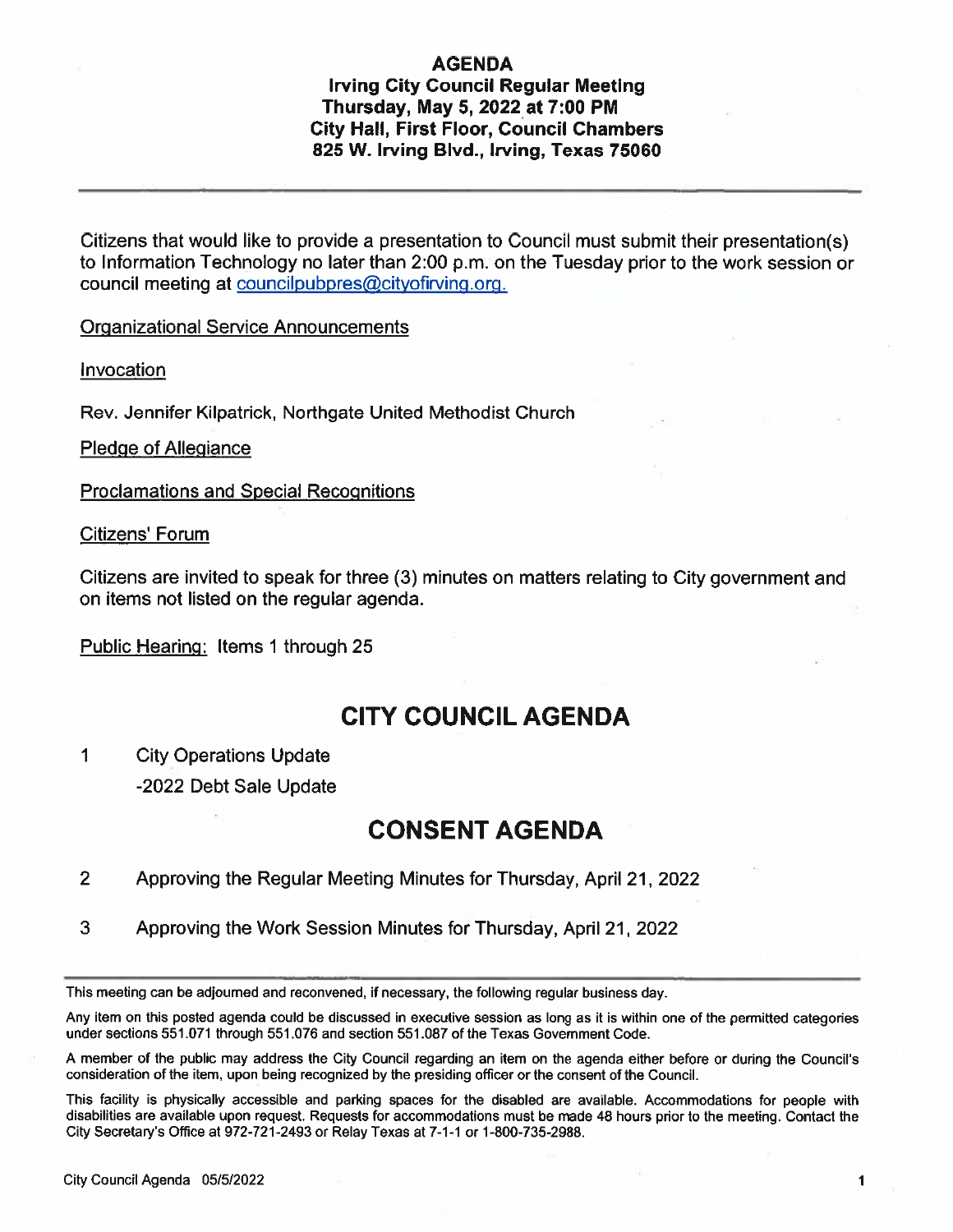**AGENDA**
**Irving City Council Regular Meeting**
**Thursday, May 5, 2022 at 7:00 PM**
**City Hall, First Floor, Council Chambers**
**825 W. Irving Blvd., Irving, Texas 75060**

---

Citizens that would like to provide a presentation to Council must submit their presentation(s) to Information Technology no later than 2:00 p.m. on the Tuesday prior to the work session or council meeting at councilpubpres@cityofirving.org.

Organizational Service Announcements

Invocation

Rev. Jennifer Kilpatrick, Northgate United Methodist Church

Pledge of Allegiance

Proclamations and Special Recognitions

Citizens' Forum

Citizens are invited to speak for three (3) minutes on matters relating to City government and on items not listed on the regular agenda.

Public Hearing: Items 1 through 25

# CITY COUNCIL AGENDA

1 City Operations Update

-2022 Debt Sale Update

# CONSENT AGENDA

2 Approving the Regular Meeting Minutes for Thursday, April 21, 2022

3 Approving the Work Session Minutes for Thursday, April 21, 2022

---

This meeting can be adjourned and reconvened, if necessary, the following regular business day.

Any item on this posted agenda could be discussed in executive session as long as it is within one of the permitted categories under sections 551.071 through 551.076 and section 551.087 of the Texas Government Code.

A member of the public may address the City Council regarding an item on the agenda either before or during the Council's consideration of the item, upon being recognized by the presiding officer or the consent of the Council.

This facility is physically accessible and parking spaces for the disabled are available. Accommodations for people with disabilities are available upon request. Requests for accommodations must be made 48 hours prior to the meeting. Contact the City Secretary's Office at 972-721-2493 or Relay Texas at 7-1-1 or 1-800-735-2988.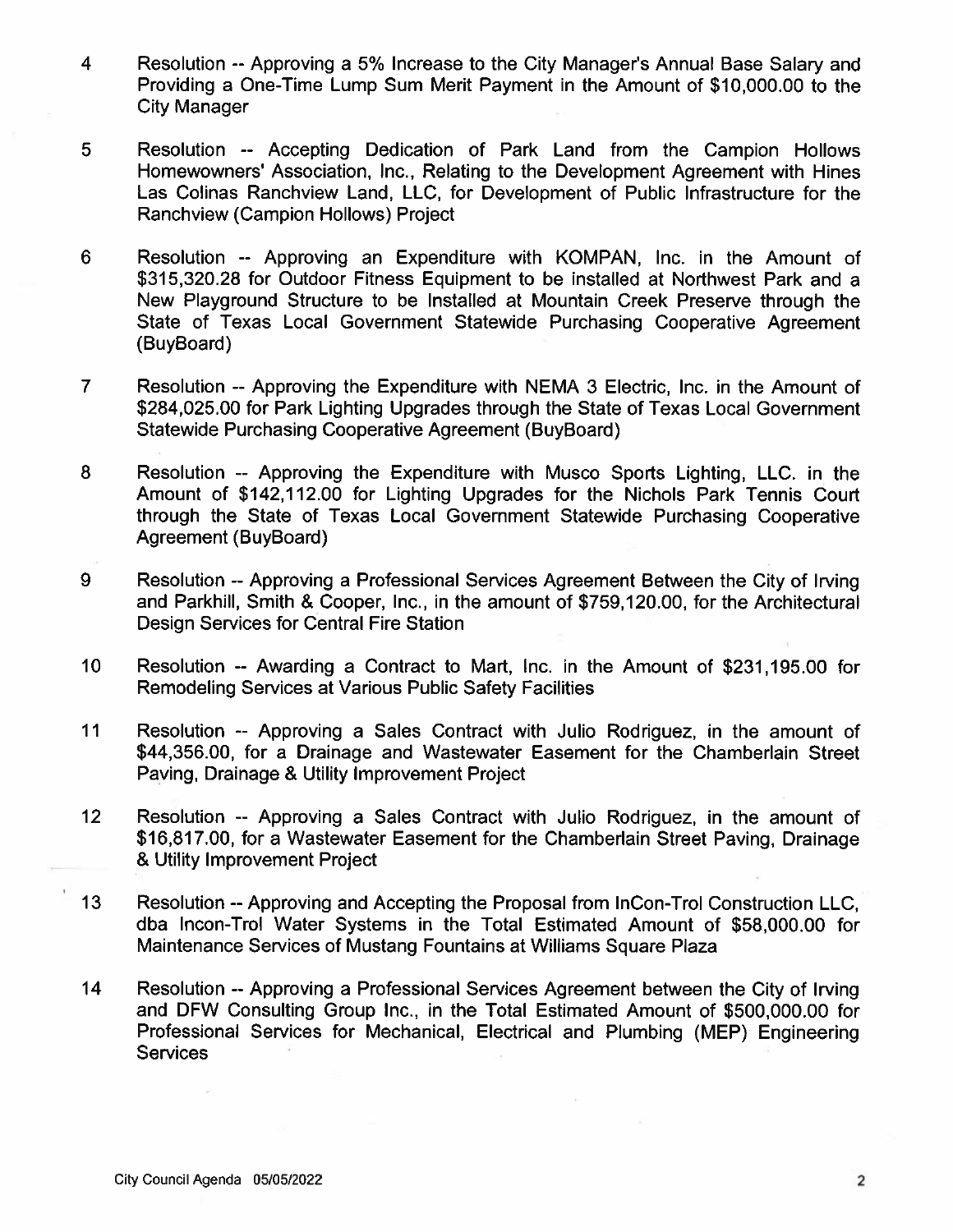4 Resolution -- Approving a 5% Increase to the City Manager's Annual Base Salary and Providing a One-Time Lump Sum Merit Payment in the Amount of $10,000.00 to the City Manager

5 Resolution -- Accepting Dedication of Park Land from the Campion Hollows Homewowners' Association, Inc., Relating to the Development Agreement with Hines Las Colinas Ranchview Land, LLC, for Development of Public Infrastructure for the Ranchview (Campion Hollows) Project

6 Resolution -- Approving an Expenditure with KOMPAN, Inc. in the Amount of $315,320.28 for Outdoor Fitness Equipment to be installed at Northwest Park and a New Playground Structure to be Installed at Mountain Creek Preserve through the State of Texas Local Government Statewide Purchasing Cooperative Agreement (BuyBoard)

7 Resolution -- Approving the Expenditure with NEMA 3 Electric, Inc. in the Amount of $284,025.00 for Park Lighting Upgrades through the State of Texas Local Government Statewide Purchasing Cooperative Agreement (BuyBoard)

8 Resolution -- Approving the Expenditure with Musco Sports Lighting, LLC. in the Amount of $142,112.00 for Lighting Upgrades for the Nichols Park Tennis Court through the State of Texas Local Government Statewide Purchasing Cooperative Agreement (BuyBoard)

9 Resolution -- Approving a Professional Services Agreement Between the City of Irving and Parkhill, Smith & Cooper, Inc., in the amount of $759,120.00, for the Architectural Design Services for Central Fire Station

10 Resolution -- Awarding a Contract to Mart, Inc. in the Amount of $231,195.00 for Remodeling Services at Various Public Safety Facilities

11 Resolution -- Approving a Sales Contract with Julio Rodriguez, in the amount of $44,356.00, for a Drainage and Wastewater Easement for the Chamberlain Street Paving, Drainage & Utility Improvement Project

12 Resolution -- Approving a Sales Contract with Julio Rodriguez, in the amount of $16,817.00, for a Wastewater Easement for the Chamberlain Street Paving, Drainage & Utility Improvement Project

13 Resolution -- Approving and Accepting the Proposal from InCon-Trol Construction LLC, dba Incon-Trol Water Systems in the Total Estimated Amount of $58,000.00 for Maintenance Services of Mustang Fountains at Williams Square Plaza

14 Resolution -- Approving a Professional Services Agreement between the City of Irving and DFW Consulting Group Inc., in the Total Estimated Amount of $500,000.00 for Professional Services for Mechanical, Electrical and Plumbing (MEP) Engineering Services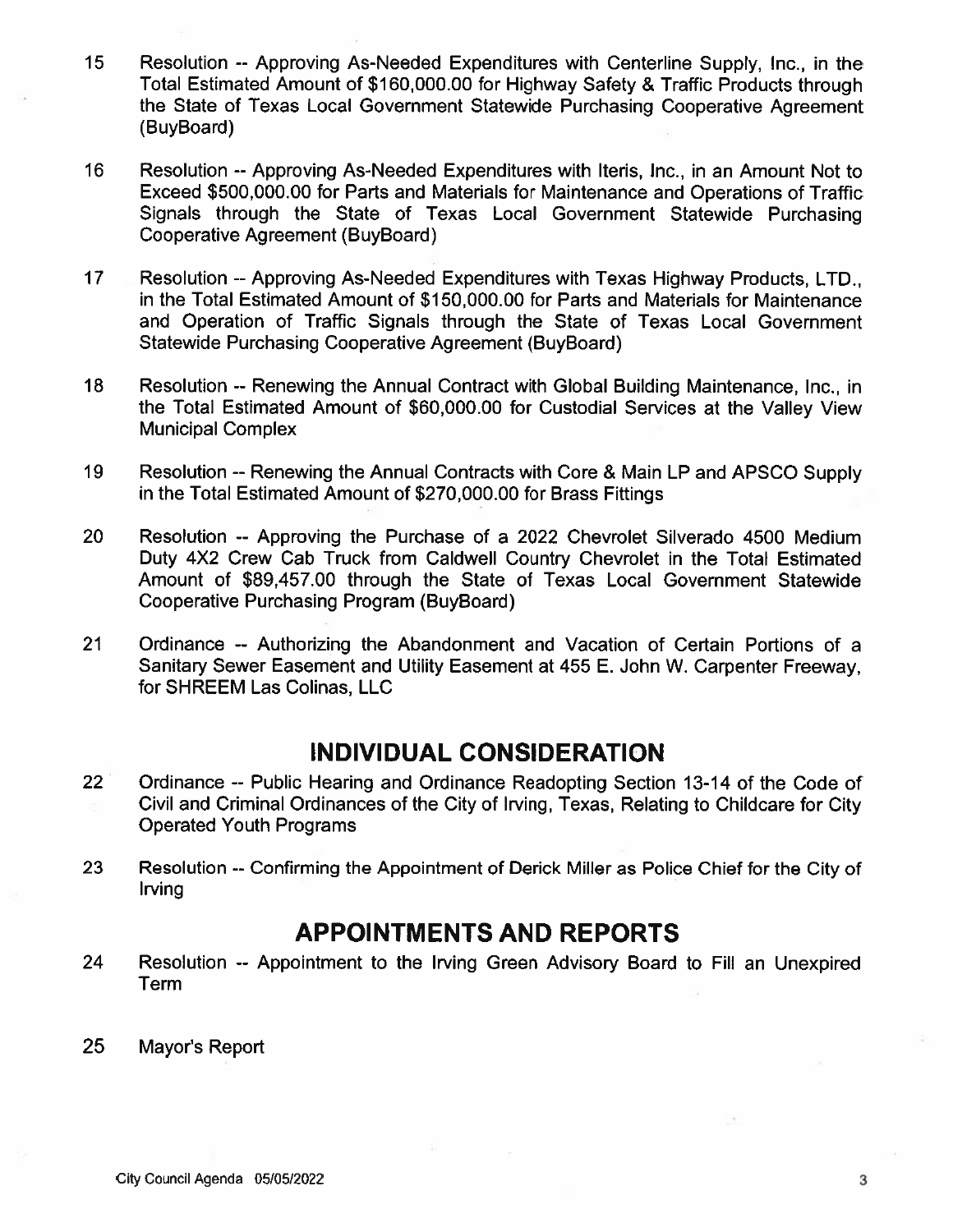15 Resolution -- Approving As-Needed Expenditures with Centerline Supply, Inc., in the Total Estimated Amount of $160,000.00 for Highway Safety & Traffic Products through the State of Texas Local Government Statewide Purchasing Cooperative Agreement (BuyBoard)

16 Resolution -- Approving As-Needed Expenditures with Iteris, Inc., in an Amount Not to Exceed $500,000.00 for Parts and Materials for Maintenance and Operations of Traffic Signals through the State of Texas Local Government Statewide Purchasing Cooperative Agreement (BuyBoard)

17 Resolution -- Approving As-Needed Expenditures with Texas Highway Products, LTD., in the Total Estimated Amount of $150,000.00 for Parts and Materials for Maintenance and Operation of Traffic Signals through the State of Texas Local Government Statewide Purchasing Cooperative Agreement (BuyBoard)

18 Resolution -- Renewing the Annual Contract with Global Building Maintenance, Inc., in the Total Estimated Amount of $60,000.00 for Custodial Services at the Valley View Municipal Complex

19 Resolution -- Renewing the Annual Contracts with Core & Main LP and APSCO Supply in the Total Estimated Amount of $270,000.00 for Brass Fittings

20 Resolution -- Approving the Purchase of a 2022 Chevrolet Silverado 4500 Medium Duty 4X2 Crew Cab Truck from Caldwell Country Chevrolet in the Total Estimated Amount of $89,457.00 through the State of Texas Local Government Statewide Cooperative Purchasing Program (BuyBoard)

21 Ordinance -- Authorizing the Abandonment and Vacation of Certain Portions of a Sanitary Sewer Easement and Utility Easement at 455 E. John W. Carpenter Freeway, for SHREEM Las Colinas, LLC

## INDIVIDUAL CONSIDERATION

22 Ordinance -- Public Hearing and Ordinance Readopting Section 13-14 of the Code of Civil and Criminal Ordinances of the City of Irving, Texas, Relating to Childcare for City Operated Youth Programs

23 Resolution -- Confirming the Appointment of Derick Miller as Police Chief for the City of Irving

## APPOINTMENTS AND REPORTS

24 Resolution -- Appointment to the Irving Green Advisory Board to Fill an Unexpired Term

25 Mayor's Report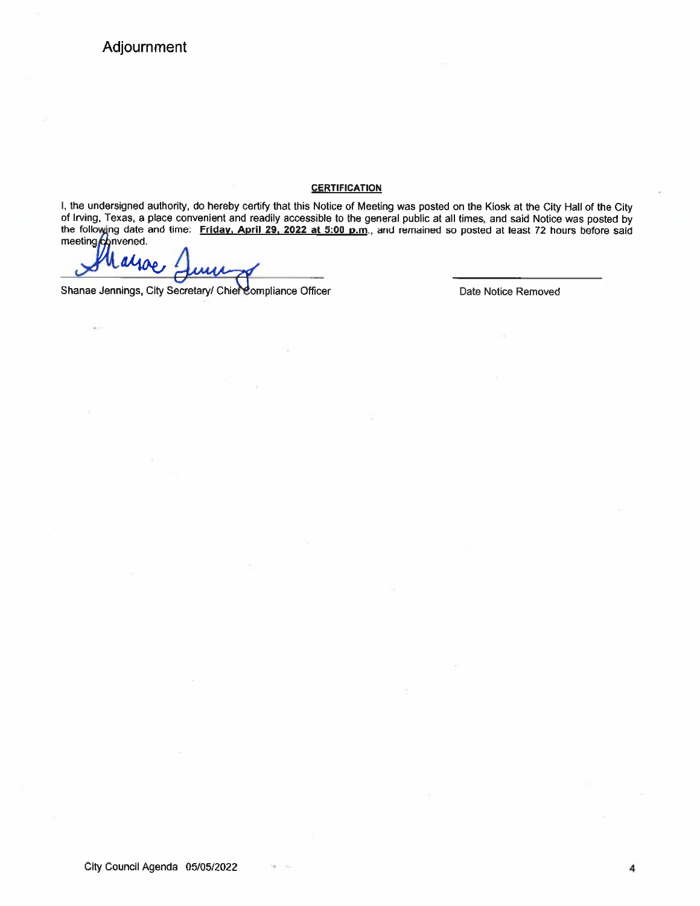# Adjournment

**CERTIFICATION**

I, the undersigned authority, do hereby certify that this Notice of Meeting was posted on the Kiosk at the City Hall of the City of Irving, Texas, a place convenient and readily accessible to the general public at all times, and said Notice was posted by the following date and time: **Friday, April 29, 2022 at 5:00 p.m.**, and remained so posted at least 72 hours before said meeting convened.

Shanae Jennings, City Secretary/ Chief Compliance Officer

Date Notice Removed